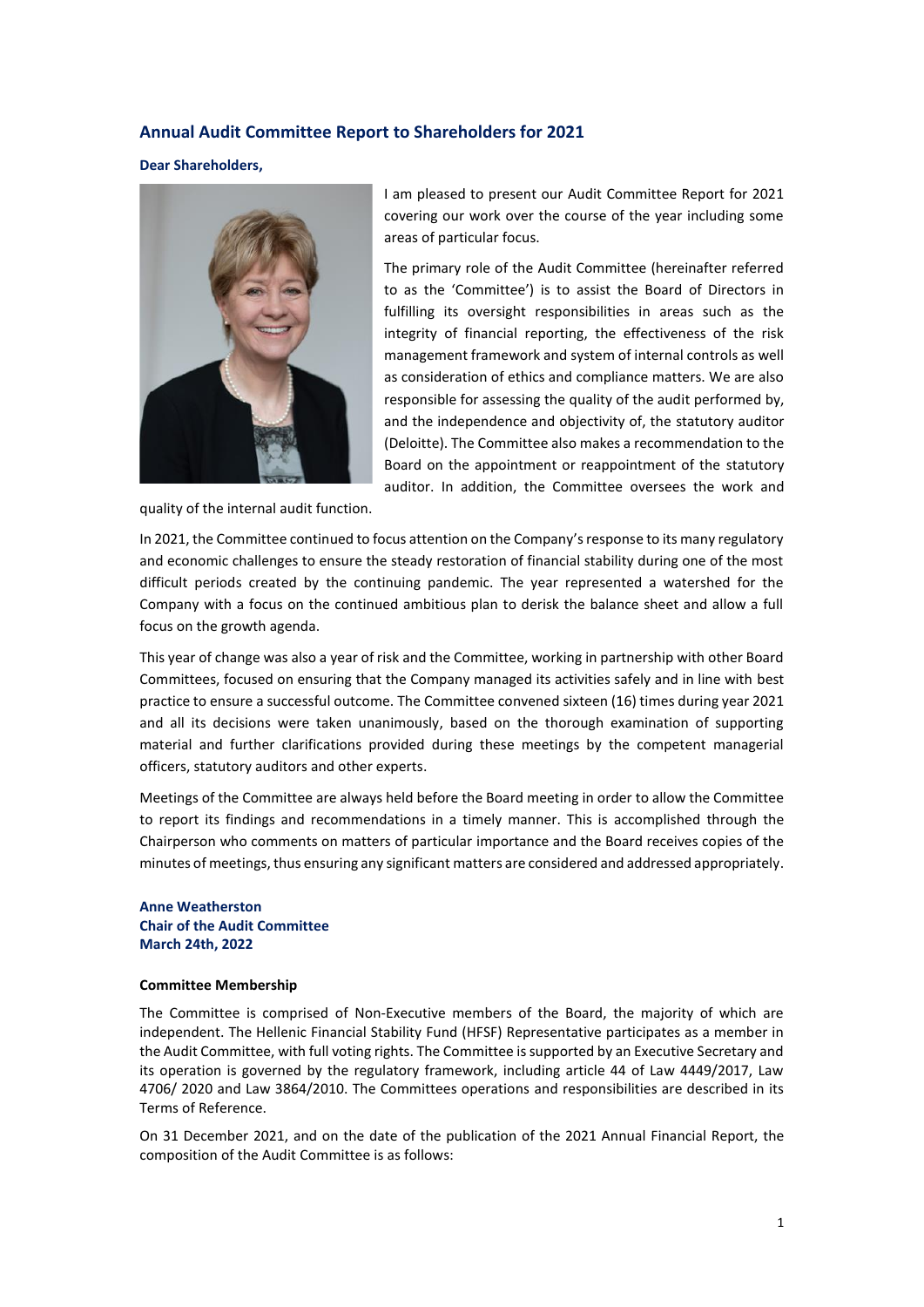## Annual Audit Committee Report to Shareholders for 2021

**Dear Shareholders,**

I am pleased to present our Audit Committee Report for 2021 covering our work over the course of the year including some areas of particular focus.

The primary role of the Audit Committee (hereinafter referred to as the 'Committee') is to assist the Board of Directors in fulfilling its oversight responsibilities in areas such as the integrity of financial reporting, the effectiveness of the risk management framework and system of internal controls as well as consideration of ethics and compliance matters. We are also responsible for assessing the quality of the audit performed by, and the independence and objectivity of, the statutory auditor (Deloitte). The Committee also makes a recommendation to the Board on the appointment or reappointment of the statutory auditor. In addition, the Committee oversees the work and quality of the internal audit function.

In 2021, the Committee continued to focus attention on the Company's response to its many regulatory and economic challenges to ensure the steady restoration of financial stability during one of the most difficult periods created by the continuing pandemic. The year represented a watershed for the Company with a focus on the continued ambitious plan to derisk the balance sheet and allow a full focus on the growth agenda.

This year of change was also a year of risk and the Committee, working in partnership with other Board Committees, focused on ensuring that the Company managed its activities safely and in line with best practice to ensure a successful outcome. The Committee convened sixteen (16) times during year 2021 and all its decisions were taken unanimously, based on the thorough examination of supporting material and further clarifications provided during these meetings by the competent managerial officers, statutory auditors and other experts.

Meetings of the Committee are always held before the Board meeting in order to allow the Committee to report its findings and recommendations in a timely manner. This is accomplished through the Chairperson who comments on matters of particular importance and the Board receives copies of the minutes of meetings, thus ensuring any significant matters are considered and addressed appropriately.

**Anne Weatherston**
**Chair of the Audit Committee**
**March 24th, 2022**

### Committee Membership

The Committee is comprised of Non-Executive members of the Board, the majority of which are independent. The Hellenic Financial Stability Fund (HFSF) Representative participates as a member in the Audit Committee, with full voting rights. The Committee is supported by an Executive Secretary and its operation is governed by the regulatory framework, including article 44 of Law 4449/2017, Law 4706/ 2020 and Law 3864/2010. The Committees operations and responsibilities are described in its Terms of Reference.

On 31 December 2021, and on the date of the publication of the 2021 Annual Financial Report, the composition of the Audit Committee is as follows: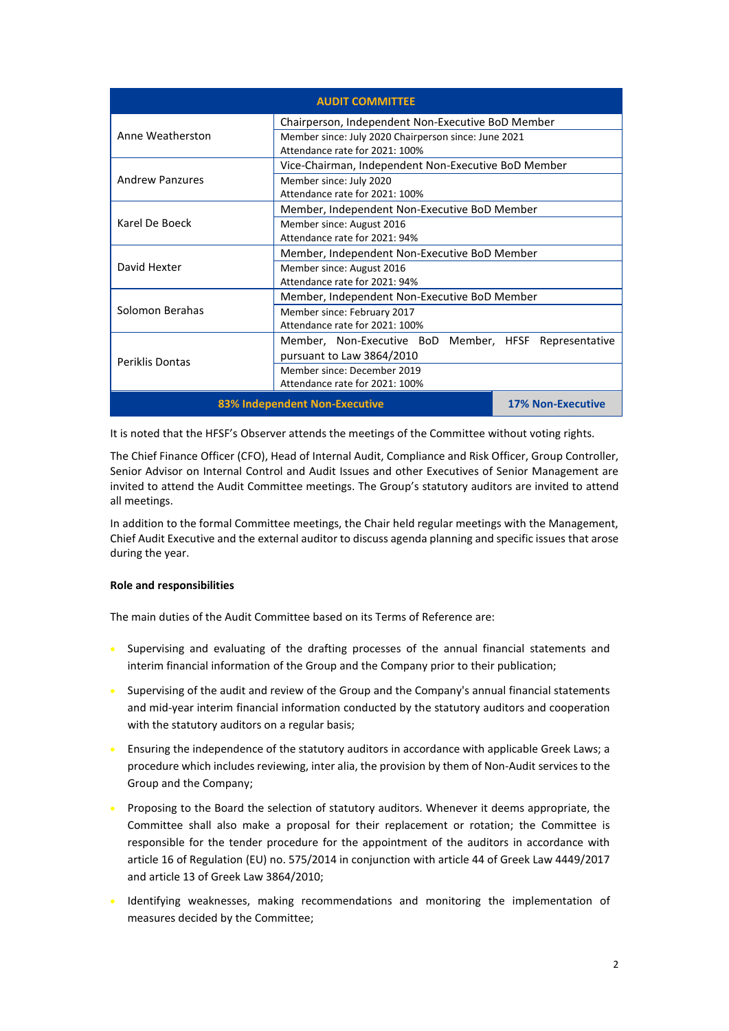| AUDIT COMMITTEE | |
|---|---|
| Anne Weatherston | Chairperson, Independent Non-Executive BoD Member |
| | Member since: July 2020 Chairperson since: June 2021<br>Attendance rate for 2021: 100% |
| Andrew Panzures | Vice-Chairman, Independent Non-Executive BoD Member |
| | Member since: July 2020<br>Attendance rate for 2021: 100% |
| Karel De Boeck | Member, Independent Non-Executive BoD Member |
| | Member since: August 2016<br>Attendance rate for 2021: 94% |
| David Hexter | Member, Independent Non-Executive BoD Member |
| | Member since: August 2016<br>Attendance rate for 2021: 94% |
| Solomon Berahas | Member, Independent Non-Executive BoD Member |
| | Member since: February 2017<br>Attendance rate for 2021: 100% |
| Periklis Dontas | Member, Non-Executive BoD Member, HFSF Representative pursuant to Law 3864/2010 |
| | Member since: December 2019<br>Attendance rate for 2021: 100% |
| 83% Independent Non-Executive | 17% Non-Executive |

It is noted that the HFSF's Observer attends the meetings of the Committee without voting rights.

The Chief Finance Officer (CFO), Head of Internal Audit, Compliance and Risk Officer, Group Controller, Senior Advisor on Internal Control and Audit Issues and other Executives of Senior Management are invited to attend the Audit Committee meetings. The Group's statutory auditors are invited to attend all meetings.

In addition to the formal Committee meetings, the Chair held regular meetings with the Management, Chief Audit Executive and the external auditor to discuss agenda planning and specific issues that arose during the year.

**Role and responsibilities**

The main duties of the Audit Committee based on its Terms of Reference are:

- Supervising and evaluating of the drafting processes of the annual financial statements and interim financial information of the Group and the Company prior to their publication;
- Supervising of the audit and review of the Group and the Company's annual financial statements and mid-year interim financial information conducted by the statutory auditors and cooperation with the statutory auditors on a regular basis;
- Ensuring the independence of the statutory auditors in accordance with applicable Greek Laws; a procedure which includes reviewing, inter alia, the provision by them of Non-Audit services to the Group and the Company;
- Proposing to the Board the selection of statutory auditors. Whenever it deems appropriate, the Committee shall also make a proposal for their replacement or rotation; the Committee is responsible for the tender procedure for the appointment of the auditors in accordance with article 16 of Regulation (EU) no. 575/2014 in conjunction with article 44 of Greek Law 4449/2017 and article 13 of Greek Law 3864/2010;
- Identifying weaknesses, making recommendations and monitoring the implementation of measures decided by the Committee;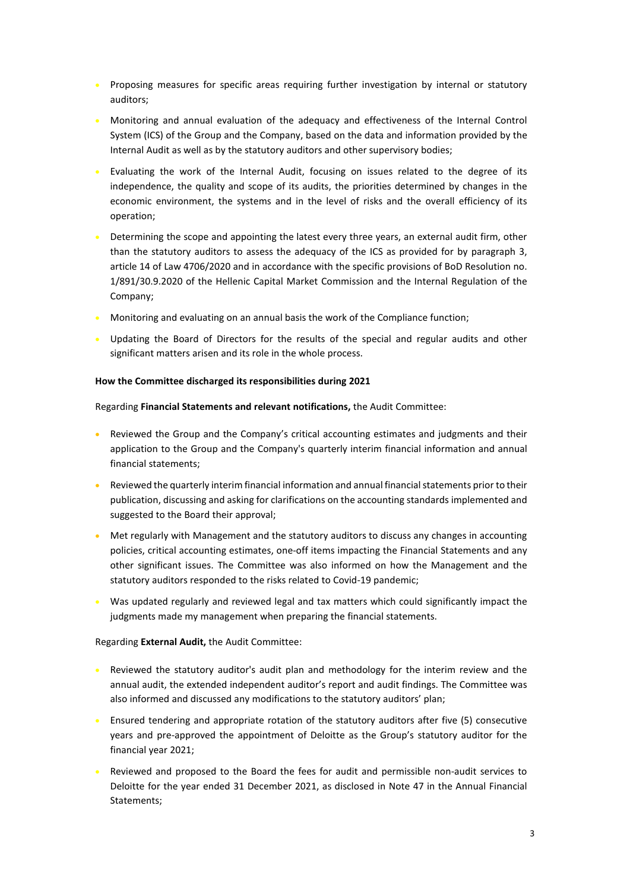- Proposing measures for specific areas requiring further investigation by internal or statutory auditors;
- Monitoring and annual evaluation of the adequacy and effectiveness of the Internal Control System (ICS) of the Group and the Company, based on the data and information provided by the Internal Audit as well as by the statutory auditors and other supervisory bodies;
- Evaluating the work of the Internal Audit, focusing on issues related to the degree of its independence, the quality and scope of its audits, the priorities determined by changes in the economic environment, the systems and in the level of risks and the overall efficiency of its operation;
- Determining the scope and appointing the latest every three years, an external audit firm, other than the statutory auditors to assess the adequacy of the ICS as provided for by paragraph 3, article 14 of Law 4706/2020 and in accordance with the specific provisions of BoD Resolution no. 1/891/30.9.2020 of the Hellenic Capital Market Commission and the Internal Regulation of the Company;
- Monitoring and evaluating on an annual basis the work of the Compliance function;
- Updating the Board of Directors for the results of the special and regular audits and other significant matters arisen and its role in the whole process.

**How the Committee discharged its responsibilities during 2021**

Regarding **Financial Statements and relevant notifications,** the Audit Committee:

- Reviewed the Group and the Company's critical accounting estimates and judgments and their application to the Group and the Company's quarterly interim financial information and annual financial statements;
- Reviewed the quarterly interim financial information and annual financial statements prior to their publication, discussing and asking for clarifications on the accounting standards implemented and suggested to the Board their approval;
- Met regularly with Management and the statutory auditors to discuss any changes in accounting policies, critical accounting estimates, one-off items impacting the Financial Statements and any other significant issues. The Committee was also informed on how the Management and the statutory auditors responded to the risks related to Covid-19 pandemic;
- Was updated regularly and reviewed legal and tax matters which could significantly impact the judgments made my management when preparing the financial statements.

Regarding **External Audit,** the Audit Committee:

- Reviewed the statutory auditor's audit plan and methodology for the interim review and the annual audit, the extended independent auditor's report and audit findings. The Committee was also informed and discussed any modifications to the statutory auditors' plan;
- Ensured tendering and appropriate rotation of the statutory auditors after five (5) consecutive years and pre-approved the appointment of Deloitte as the Group's statutory auditor for the financial year 2021;
- Reviewed and proposed to the Board the fees for audit and permissible non-audit services to Deloitte for the year ended 31 December 2021, as disclosed in Note 47 in the Annual Financial Statements;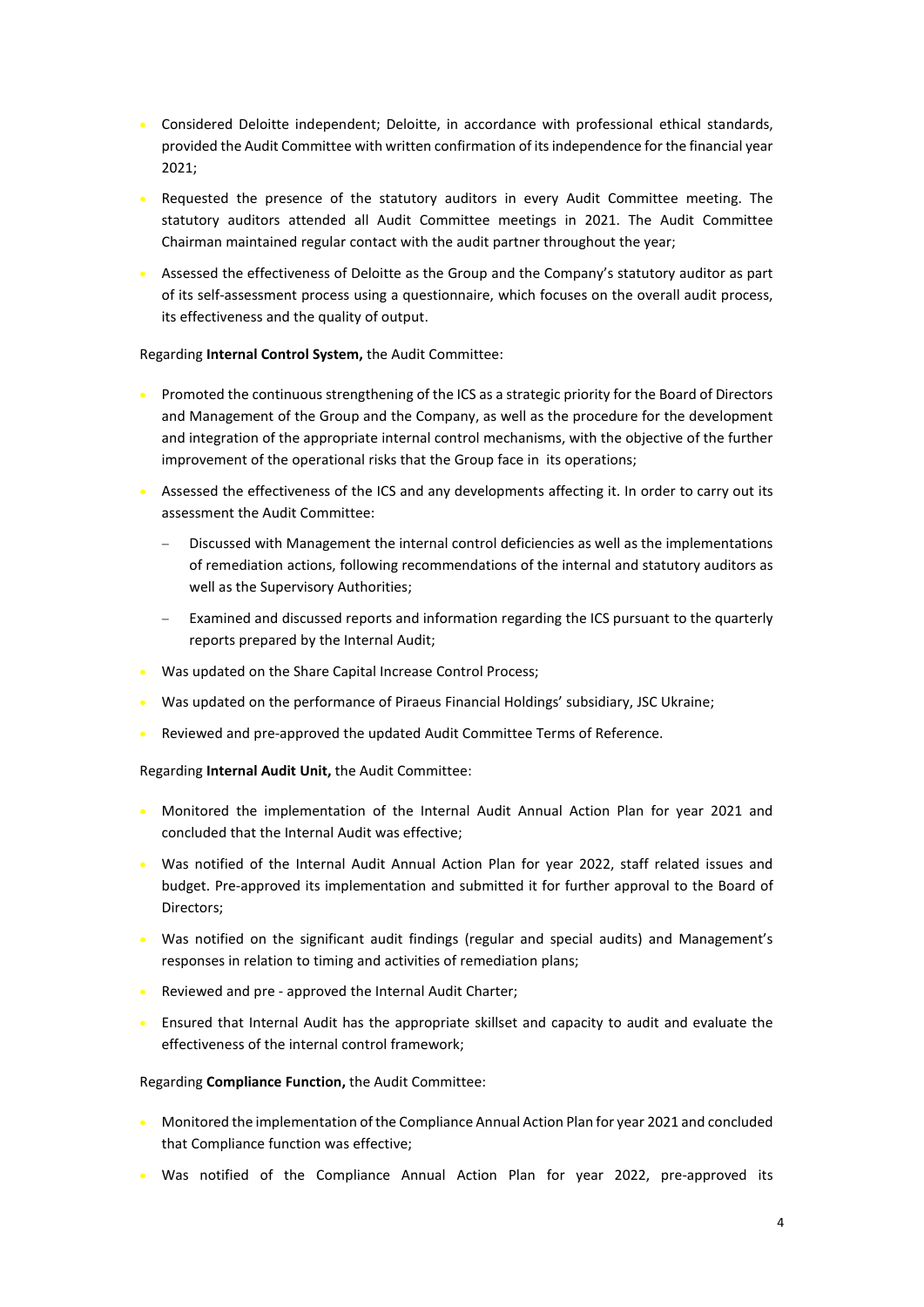- Considered Deloitte independent; Deloitte, in accordance with professional ethical standards, provided the Audit Committee with written confirmation of its independence for the financial year 2021;
- Requested the presence of the statutory auditors in every Audit Committee meeting. The statutory auditors attended all Audit Committee meetings in 2021. The Audit Committee Chairman maintained regular contact with the audit partner throughout the year;
- Assessed the effectiveness of Deloitte as the Group and the Company's statutory auditor as part of its self-assessment process using a questionnaire, which focuses on the overall audit process, its effectiveness and the quality of output.

Regarding **Internal Control System,** the Audit Committee:

- Promoted the continuous strengthening of the ICS as a strategic priority for the Board of Directors and Management of the Group and the Company, as well as the procedure for the development and integration of the appropriate internal control mechanisms, with the objective of the further improvement of the operational risks that the Group face in its operations;
- Assessed the effectiveness of the ICS and any developments affecting it. In order to carry out its assessment the Audit Committee:
  - Discussed with Management the internal control deficiencies as well as the implementations of remediation actions, following recommendations of the internal and statutory auditors as well as the Supervisory Authorities;
  - Examined and discussed reports and information regarding the ICS pursuant to the quarterly reports prepared by the Internal Audit;
- Was updated on the Share Capital Increase Control Process;
- Was updated on the performance of Piraeus Financial Holdings' subsidiary, JSC Ukraine;
- Reviewed and pre-approved the updated Audit Committee Terms of Reference.

Regarding **Internal Audit Unit,** the Audit Committee:

- Monitored the implementation of the Internal Audit Annual Action Plan for year 2021 and concluded that the Internal Audit was effective;
- Was notified of the Internal Audit Annual Action Plan for year 2022, staff related issues and budget. Pre-approved its implementation and submitted it for further approval to the Board of Directors;
- Was notified on the significant audit findings (regular and special audits) and Management's responses in relation to timing and activities of remediation plans;
- Reviewed and pre - approved the Internal Audit Charter;
- Ensured that Internal Audit has the appropriate skillset and capacity to audit and evaluate the effectiveness of the internal control framework;

Regarding **Compliance Function,** the Audit Committee:

- Monitored the implementation of the Compliance Annual Action Plan for year 2021 and concluded that Compliance function was effective;
- Was notified of the Compliance Annual Action Plan for year 2022, pre-approved its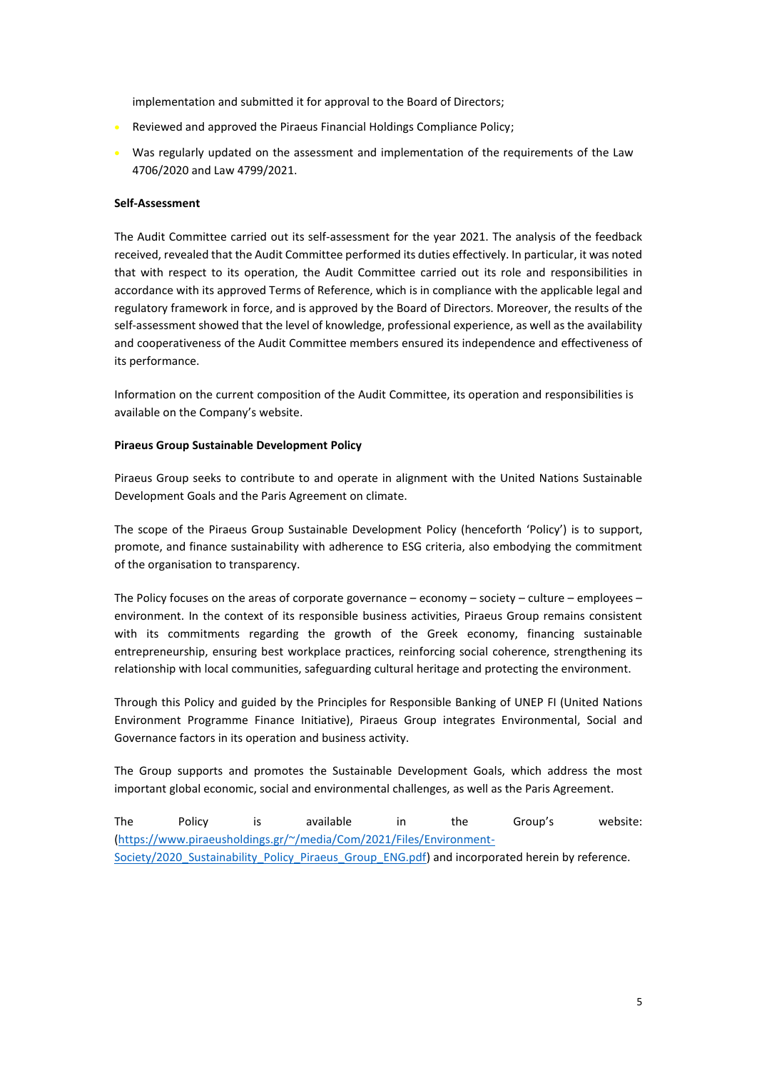implementation and submitted it for approval to the Board of Directors;

- Reviewed and approved the Piraeus Financial Holdings Compliance Policy;
- Was regularly updated on the assessment and implementation of the requirements of the Law 4706/2020 and Law 4799/2021.

**Self-Assessment**

The Audit Committee carried out its self-assessment for the year 2021. The analysis of the feedback received, revealed that the Audit Committee performed its duties effectively. In particular, it was noted that with respect to its operation, the Audit Committee carried out its role and responsibilities in accordance with its approved Terms of Reference, which is in compliance with the applicable legal and regulatory framework in force, and is approved by the Board of Directors. Moreover, the results of the self-assessment showed that the level of knowledge, professional experience, as well as the availability and cooperativeness of the Audit Committee members ensured its independence and effectiveness of its performance.

Information on the current composition of the Audit Committee, its operation and responsibilities is available on the Company's website.

**Piraeus Group Sustainable Development Policy**

Piraeus Group seeks to contribute to and operate in alignment with the United Nations Sustainable Development Goals and the Paris Agreement on climate.

The scope of the Piraeus Group Sustainable Development Policy (henceforth 'Policy') is to support, promote, and finance sustainability with adherence to ESG criteria, also embodying the commitment of the organisation to transparency.

The Policy focuses on the areas of corporate governance – economy – society – culture – employees – environment. In the context of its responsible business activities, Piraeus Group remains consistent with its commitments regarding the growth of the Greek economy, financing sustainable entrepreneurship, ensuring best workplace practices, reinforcing social coherence, strengthening its relationship with local communities, safeguarding cultural heritage and protecting the environment.

Through this Policy and guided by the Principles for Responsible Banking of UNEP FI (United Nations Environment Programme Finance Initiative), Piraeus Group integrates Environmental, Social and Governance factors in its operation and business activity.

The Group supports and promotes the Sustainable Development Goals, which address the most important global economic, social and environmental challenges, as well as the Paris Agreement.

The Policy is available in the Group's website: (https://www.piraeusholdings.gr/~/media/Com/2021/Files/Environment-Society/2020_Sustainability_Policy_Piraeus_Group_ENG.pdf) and incorporated herein by reference.